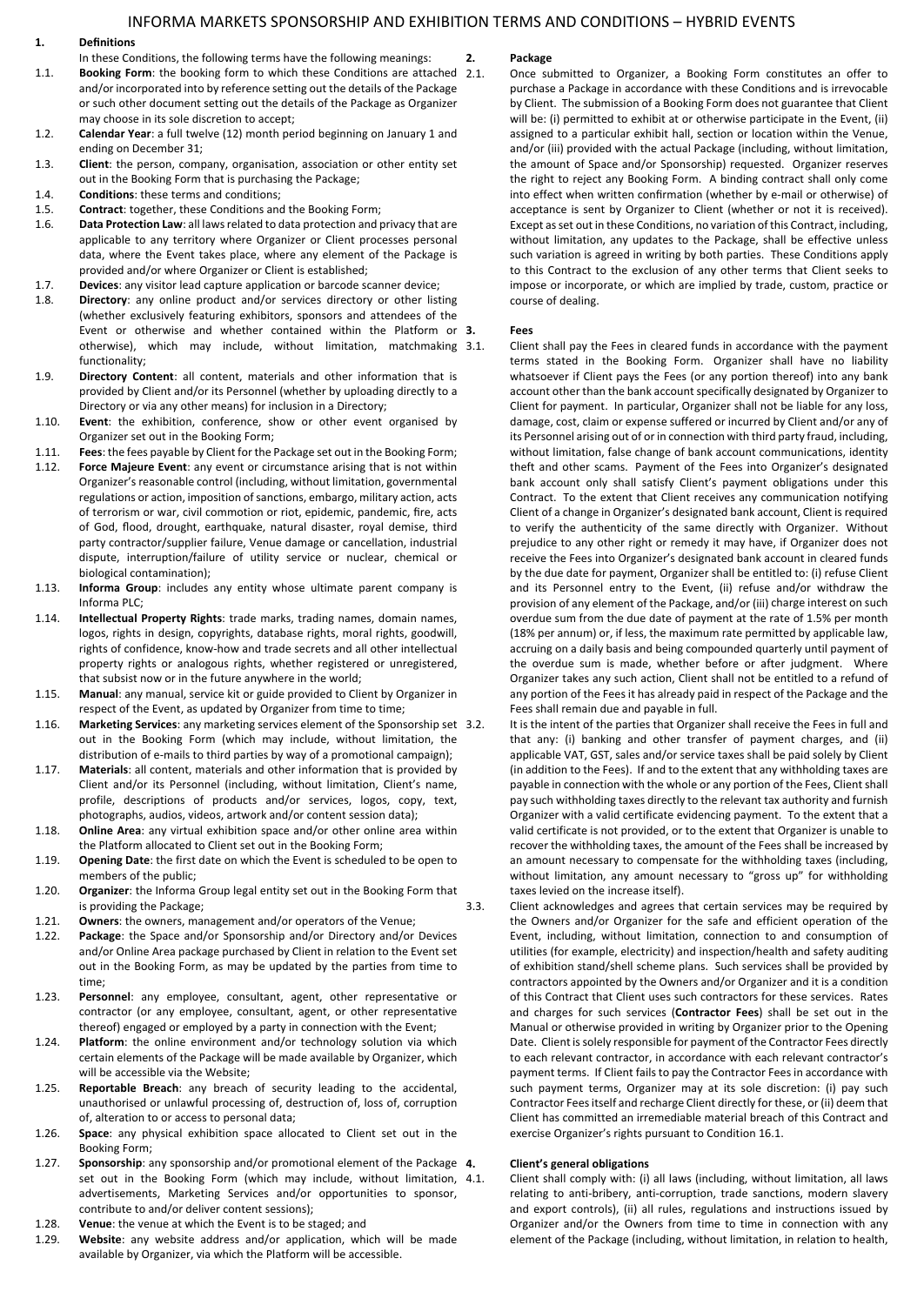# INFORMA MARKETS SPONSORSHIP AND EXHIBITION TERMS AND CONDITIONS – HYBRID EVENTS

## 1. Definitions

In these Conditions, the following terms have the following meanings:

1.1. **Booking Form**: the booking form to which these Conditions are attached and/or incorporated into by reference setting out the details of the Package or such other document setting out the details of the Package as Organizer may choose in its sole discretion to accept;

1.2. **Calendar Year**: a full twelve (12) month period beginning on January 1 and ending on December 31;

1.3. **Client**: the person, company, organisation, association or other entity set out in the Booking Form that is purchasing the Package;

1.4. **Conditions**: these terms and conditions;

1.5. **Contract**: together, these Conditions and the Booking Form;

1.6. **Data Protection Law**: all laws related to data protection and privacy that are applicable to any territory where Organizer or Client processes personal data, where the Event takes place, where any element of the Package is provided and/or where Organizer or Client is established;

1.7. **Devices**: any visitor lead capture application or barcode scanner device;

1.8. **Directory**: any online product and/or services directory or other listing (whether exclusively featuring exhibitors, sponsors and attendees of the Event or otherwise and whether contained within the Platform or otherwise), which may include, without limitation, matchmaking functionality;

1.9. **Directory Content**: all content, materials and other information that is provided by Client and/or its Personnel (whether by uploading directly to a Directory or via any other means) for inclusion in a Directory;

1.10. **Event**: the exhibition, conference, show or other event organised by Organizer set out in the Booking Form;

1.11. **Fees**: the fees payable by Client for the Package set out in the Booking Form;

1.12. **Force Majeure Event**: any event or circumstance arising that is not within Organizer's reasonable control (including, without limitation, governmental regulations or action, imposition of sanctions, embargo, military action, acts of terrorism or war, civil commotion or riot, epidemic, pandemic, fire, acts of God, flood, drought, earthquake, natural disaster, royal demise, third party contractor/supplier failure, Venue damage or cancellation, industrial dispute, interruption/failure of utility service or nuclear, chemical or biological contamination);

1.13. **Informa Group**: includes any entity whose ultimate parent company is Informa PLC;

1.14. **Intellectual Property Rights**: trade marks, trading names, domain names, logos, rights in design, copyrights, database rights, moral rights, goodwill, rights of confidence, know-how and trade secrets and all other intellectual property rights or analogous rights, whether registered or unregistered, that subsist now or in the future anywhere in the world;

1.15. **Manual**: any manual, service kit or guide provided to Client by Organizer in respect of the Event, as updated by Organizer from time to time;

1.16. **Marketing Services**: any marketing services element of the Sponsorship set out in the Booking Form (which may include, without limitation, the distribution of e-mails to third parties by way of a promotional campaign);

1.17. **Materials**: all content, materials and other information that is provided by Client and/or its Personnel (including, without limitation, Client's name, profile, descriptions of products and/or services, logos, copy, text, photographs, audios, videos, artwork and/or content session data);

1.18. **Online Area**: any virtual exhibition space and/or other online area within the Platform allocated to Client set out in the Booking Form;

1.19. **Opening Date**: the first date on which the Event is scheduled to be open to members of the public;

1.20. **Organizer**: the Informa Group legal entity set out in the Booking Form that is providing the Package;

1.21. **Owners**: the owners, management and/or operators of the Venue;

1.22. **Package**: the Space and/or Sponsorship and/or Directory and/or Devices and/or Online Area package purchased by Client in relation to the Event set out in the Booking Form, as may be updated by the parties from time to time;

1.23. **Personnel**: any employee, consultant, agent, other representative or contractor (or any employee, consultant, agent, or other representative thereof) engaged or employed by a party in connection with the Event;

1.24. **Platform**: the online environment and/or technology solution via which certain elements of the Package will be made available by Organizer, which will be accessible via the Website;

1.25. **Reportable Breach**: any breach of security leading to the accidental, unauthorised or unlawful processing of, destruction of, loss of, corruption of, alteration to or access to personal data;

1.26. **Space**: any physical exhibition space allocated to Client set out in the Booking Form;

1.27. **Sponsorship**: any sponsorship and/or promotional element of the Package set out in the Booking Form (which may include, without limitation, advertisements, Marketing Services and/or opportunities to sponsor, contribute to and/or deliver content sessions);

1.28. **Venue**: the venue at which the Event is to be staged; and

1.29. **Website**: any website address and/or application, which will be made available by Organizer, via which the Platform will be accessible.

## 2. Package

2.1. Once submitted to Organizer, a Booking Form constitutes an offer to purchase a Package in accordance with these Conditions and is irrevocable by Client. The submission of a Booking Form does not guarantee that Client will be: (i) permitted to exhibit at or otherwise participate in the Event, (ii) assigned to a particular exhibit hall, section or location within the Venue, and/or (iii) provided with the actual Package (including, without limitation, the amount of Space and/or Sponsorship) requested. Organizer reserves the right to reject any Booking Form. A binding contract shall only come into effect when written confirmation (whether by e-mail or otherwise) of acceptance is sent by Organizer to Client (whether or not it is received). Except as set out in these Conditions, no variation of this Contract, including, without limitation, any updates to the Package, shall be effective unless such variation is agreed in writing by both parties. These Conditions apply to this Contract to the exclusion of any other terms that Client seeks to impose or incorporate, or which are implied by trade, custom, practice or course of dealing.

## 3. Fees

3.1. Client shall pay the Fees in cleared funds in accordance with the payment terms stated in the Booking Form. Organizer shall have no liability whatsoever if Client pays the Fees (or any portion thereof) into any bank account other than the bank account specifically designated by Organizer to Client for payment. In particular, Organizer shall not be liable for any loss, damage, cost, claim or expense suffered or incurred by Client and/or any of its Personnel arising out of or in connection with third party fraud, including, without limitation, false change of bank account communications, identity theft and other scams. Payment of the Fees into Organizer's designated bank account only shall satisfy Client's payment obligations under this Contract. To the extent that Client receives any communication notifying Client of a change in Organizer's designated bank account, Client is required to verify the authenticity of the same directly with Organizer. Without prejudice to any other right or remedy it may have, if Organizer does not receive the Fees into Organizer's designated bank account in cleared funds by the due date for payment, Organizer shall be entitled to: (i) refuse Client and its Personnel entry to the Event, (ii) refuse and/or withdraw the provision of any element of the Package, and/or (iii) charge interest on such overdue sum from the due date of payment at the rate of 1.5% per month (18% per annum) or, if less, the maximum rate permitted by applicable law, accruing on a daily basis and being compounded quarterly until payment of the overdue sum is made, whether before or after judgment. Where Organizer takes any such action, Client shall not be entitled to a refund of any portion of the Fees it has already paid in respect of the Package and the Fees shall remain due and payable in full.

3.2. It is the intent of the parties that Organizer shall receive the Fees in full and that any: (i) banking and other transfer of payment charges, and (ii) applicable VAT, GST, sales and/or service taxes shall be paid solely by Client (in addition to the Fees). If and to the extent that any withholding taxes are payable in connection with the whole or any portion of the Fees, Client shall pay such withholding taxes directly to the relevant tax authority and furnish Organizer with a valid certificate evidencing payment. To the extent that a valid certificate is not provided, or to the extent that Organizer is unable to recover the withholding taxes, the amount of the Fees shall be increased by an amount necessary to compensate for the withholding taxes (including, without limitation, any amount necessary to "gross up" for withholding taxes levied on the increase itself).

3.3. Client acknowledges and agrees that certain services may be required by the Owners and/or Organizer for the safe and efficient operation of the Event, including, without limitation, connection to and consumption of utilities (for example, electricity) and inspection/health and safety auditing of exhibition stand/shell scheme plans. Such services shall be provided by contractors appointed by the Owners and/or Organizer and it is a condition of this Contract that Client uses such contractors for these services. Rates and charges for such services (**Contractor Fees**) shall be set out in the Manual or otherwise provided in writing by Organizer prior to the Opening Date. Client is solely responsible for payment of the Contractor Fees directly to each relevant contractor, in accordance with each relevant contractor's payment terms. If Client fails to pay the Contractor Fees in accordance with such payment terms, Organizer may at its sole discretion: (i) pay such Contractor Fees itself and recharge Client directly for these, or (ii) deem that Client has committed an irremediable material breach of this Contract and exercise Organizer's rights pursuant to Condition 16.1.

## 4. Client's general obligations

4.1. Client shall comply with: (i) all laws (including, without limitation, all laws relating to anti-bribery, anti-corruption, trade sanctions, modern slavery and export controls), (ii) all rules, regulations and instructions issued by Organizer and/or the Owners from time to time in connection with any element of the Package (including, without limitation, in relation to health,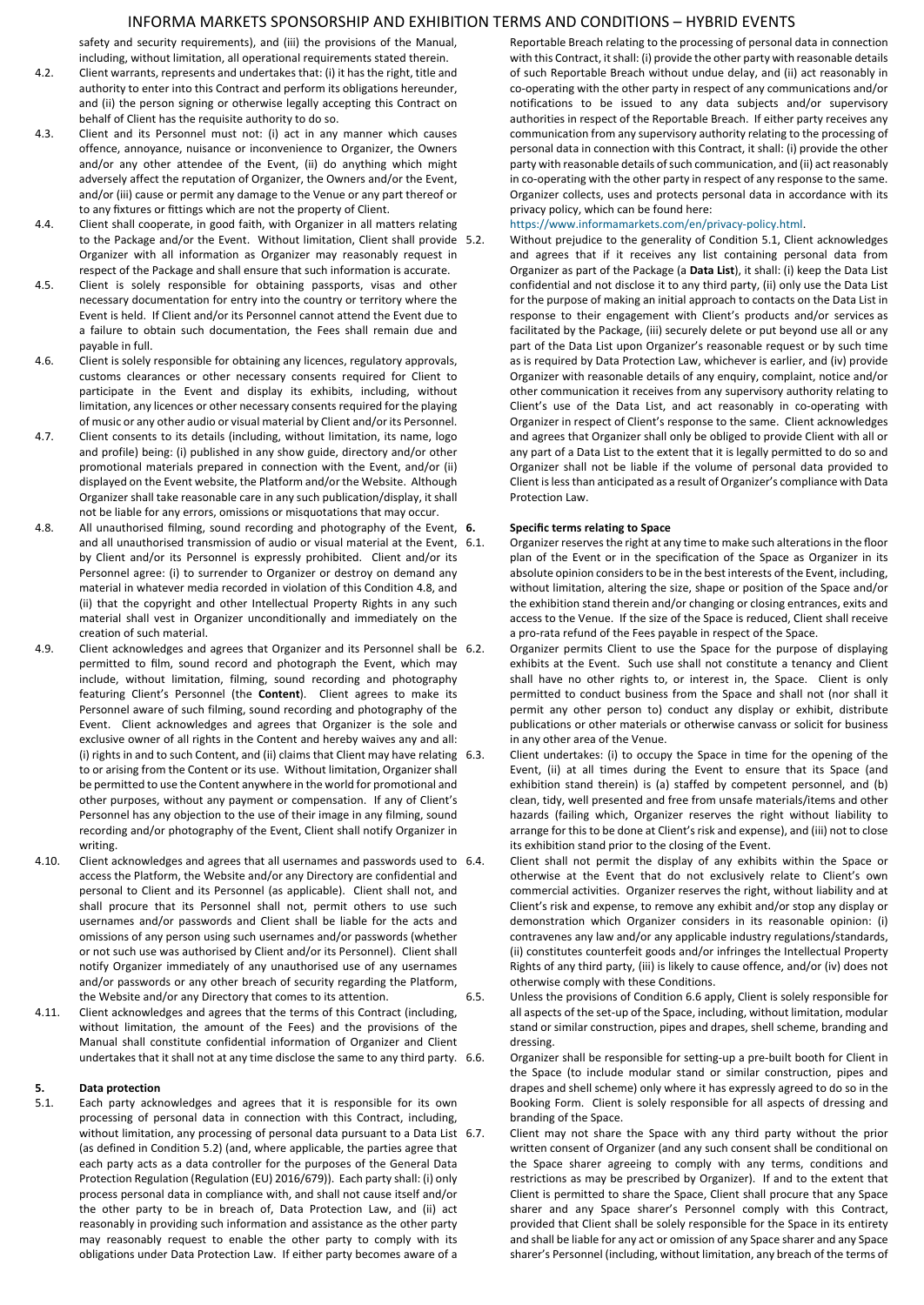safety and security requirements), and (iii) the provisions of the Manual, including, without limitation, all operational requirements stated therein.

4.2. Client warrants, represents and undertakes that: (i) it has the right, title and authority to enter into this Contract and perform its obligations hereunder, and (ii) the person signing or otherwise legally accepting this Contract on behalf of Client has the requisite authority to do so.

4.3. Client and its Personnel must not: (i) act in any manner which causes offence, annoyance, nuisance or inconvenience to Organizer, the Owners and/or any other attendee of the Event, (ii) do anything which might adversely affect the reputation of Organizer, the Owners and/or the Event, and/or (iii) cause or permit any damage to the Venue or any part thereof or to any fixtures or fittings which are not the property of Client.

4.4. Client shall cooperate, in good faith, with Organizer in all matters relating to the Package and/or the Event. Without limitation, Client shall provide Organizer with all information as Organizer may reasonably request in respect of the Package and shall ensure that such information is accurate.

4.5. Client is solely responsible for obtaining passports, visas and other necessary documentation for entry into the country or territory where the Event is held. If Client and/or its Personnel cannot attend the Event due to a failure to obtain such documentation, the Fees shall remain due and payable in full.

4.6. Client is solely responsible for obtaining any licences, regulatory approvals, customs clearances or other necessary consents required for Client to participate in the Event and display its exhibits, including, without limitation, any licences or other necessary consents required for the playing of music or any other audio or visual material by Client and/or its Personnel.

4.7. Client consents to its details (including, without limitation, its name, logo and profile) being: (i) published in any show guide, directory and/or other promotional materials prepared in connection with the Event, and/or (ii) displayed on the Event website, the Platform and/or the Website. Although Organizer shall take reasonable care in any such publication/display, it shall not be liable for any errors, omissions or misquotations that may occur.

4.8. All unauthorised filming, sound recording and photography of the Event, and all unauthorised transmission of audio or visual material at the Event, by Client and/or its Personnel is expressly prohibited. Client and/or its Personnel agree: (i) to surrender to Organizer or destroy on demand any material in whatever media recorded in violation of this Condition 4.8, and (ii) that the copyright and other Intellectual Property Rights in any such material shall vest in Organizer unconditionally and immediately on the creation of such material.

4.9. Client acknowledges and agrees that Organizer and its Personnel shall be permitted to film, sound record and photograph the Event, which may include, without limitation, filming, sound recording and photography featuring Client's Personnel (the **Content**). Client agrees to make its Personnel aware of such filming, sound recording and photography of the Event. Client acknowledges and agrees that Organizer is the sole and exclusive owner of all rights in the Content and hereby waives any and all: (i) rights in and to such Content, and (ii) claims that Client may have relating to or arising from the Content or its use. Without limitation, Organizer shall be permitted to use the Content anywhere in the world for promotional and other purposes, without any payment or compensation. If any of Client's Personnel has any objection to the use of their image in any filming, sound recording and/or photography of the Event, Client shall notify Organizer in writing.

4.10. Client acknowledges and agrees that all usernames and passwords used to access the Platform, the Website and/or any Directory are confidential and personal to Client and its Personnel (as applicable). Client shall not, and shall procure that its Personnel shall not, permit others to use such usernames and/or passwords and Client shall be liable for the acts and omissions of any person using such usernames and/or passwords (whether or not such use was authorised by Client and/or its Personnel). Client shall notify Organizer immediately of any unauthorised use of any usernames and/or passwords or any other breach of security regarding the Platform, the Website and/or any Directory that comes to its attention.

4.11. Client acknowledges and agrees that the terms of this Contract (including, without limitation, the amount of the Fees) and the provisions of the Manual shall constitute confidential information of Organizer and Client undertakes that it shall not at any time disclose the same to any third party.

## 5. Data protection

5.1. Each party acknowledges and agrees that it is responsible for its own processing of personal data in connection with this Contract, including, without limitation, any processing of personal data pursuant to a Data List (as defined in Condition 5.2) (and, where applicable, the parties agree that each party acts as a data controller for the purposes of the General Data Protection Regulation (Regulation (EU) 2016/679)). Each party shall: (i) only process personal data in compliance with, and shall not cause itself and/or the other party to be in breach of, Data Protection Law, and (ii) act reasonably in providing such information and assistance as the other party may reasonably request to enable the other party to comply with its obligations under Data Protection Law. If either party becomes aware of a Reportable Breach relating to the processing of personal data in connection with this Contract, it shall: (i) provide the other party with reasonable details of such Reportable Breach without undue delay, and (ii) act reasonably in co-operating with the other party in respect of any communications and/or notifications to be issued to any data subjects and/or supervisory authorities in respect of the Reportable Breach. If either party receives any communication from any supervisory authority relating to the processing of personal data in connection with this Contract, it shall: (i) provide the other party with reasonable details of such communication, and (ii) act reasonably in co-operating with the other party in respect of any response to the same. Organizer collects, uses and protects personal data in accordance with its privacy policy, which can be found here: https://www.informamarkets.com/en/privacy-policy.html.

5.2. Without prejudice to the generality of Condition 5.1, Client acknowledges and agrees that if it receives any list containing personal data from Organizer as part of the Package (a **Data List**), it shall: (i) keep the Data List confidential and not disclose it to any third party, (ii) only use the Data List for the purpose of making an initial approach to contacts on the Data List in response to their engagement with Client's products and/or services as facilitated by the Package, (iii) securely delete or put beyond use all or any part of the Data List upon Organizer's reasonable request or by such time as is required by Data Protection Law, whichever is earlier, and (iv) provide Organizer with reasonable details of any enquiry, complaint, notice and/or other communication it receives from any supervisory authority relating to Client's use of the Data List, and act reasonably in co-operating with Organizer in respect of Client's response to the same. Client acknowledges and agrees that Organizer shall only be obliged to provide Client with all or any part of a Data List to the extent that it is legally permitted to do so and Organizer shall not be liable if the volume of personal data provided to Client is less than anticipated as a result of Organizer's compliance with Data Protection Law.

## 6. Specific terms relating to Space

6.1. Organizer reserves the right at any time to make such alterations in the floor plan of the Event or in the specification of the Space as Organizer in its absolute opinion considers to be in the best interests of the Event, including, without limitation, altering the size, shape or position of the Space and/or the exhibition stand therein and/or changing or closing entrances, exits and access to the Venue. If the size of the Space is reduced, Client shall receive a pro-rata refund of the Fees payable in respect of the Space.

6.2. Organizer permits Client to use the Space for the purpose of displaying exhibits at the Event. Such use shall not constitute a tenancy and Client shall have no other rights to, or interest in, the Space. Client is only permitted to conduct business from the Space and shall not (nor shall it permit any other person to) conduct any display or exhibit, distribute publications or other materials or otherwise canvass or solicit for business in any other area of the Venue.

6.3. Client undertakes: (i) to occupy the Space in time for the opening of the Event, (ii) at all times during the Event to ensure that its Space (and exhibition stand therein) is (a) staffed by competent personnel, and (b) clean, tidy, well presented and free from unsafe materials/items and other hazards (failing which, Organizer reserves the right without liability to arrange for this to be done at Client's risk and expense), and (iii) not to close its exhibition stand prior to the closing of the Event.

6.4. Client shall not permit the display of any exhibits within the Space or otherwise at the Event that do not exclusively relate to Client's own commercial activities. Organizer reserves the right, without liability and at Client's risk and expense, to remove any exhibit and/or stop any display or demonstration which Organizer considers in its reasonable opinion: (i) contravenes any law and/or any applicable industry regulations/standards, (ii) constitutes counterfeit goods and/or infringes the Intellectual Property Rights of any third party, (iii) is likely to cause offence, and/or (iv) does not otherwise comply with these Conditions.

6.5. Unless the provisions of Condition 6.6 apply, Client is solely responsible for all aspects of the set-up of the Space, including, without limitation, modular stand or similar construction, pipes and drapes, shell scheme, branding and dressing.

6.6. Organizer shall be responsible for setting-up a pre-built booth for Client in the Space (to include modular stand or similar construction, pipes and drapes and shell scheme) only where it has expressly agreed to do so in the Booking Form. Client is solely responsible for all aspects of dressing and branding of the Space.

6.7. Client may not share the Space with any third party without the prior written consent of Organizer (and any such consent shall be conditional on the Space sharer agreeing to comply with any terms, conditions and restrictions as may be prescribed by Organizer). If and to the extent that Client is permitted to share the Space, Client shall procure that any Space sharer and any Space sharer's Personnel comply with this Contract, provided that Client shall be solely responsible for the Space in its entirety and shall be liable for any act or omission of any Space sharer and any Space sharer's Personnel (including, without limitation, any breach of the terms of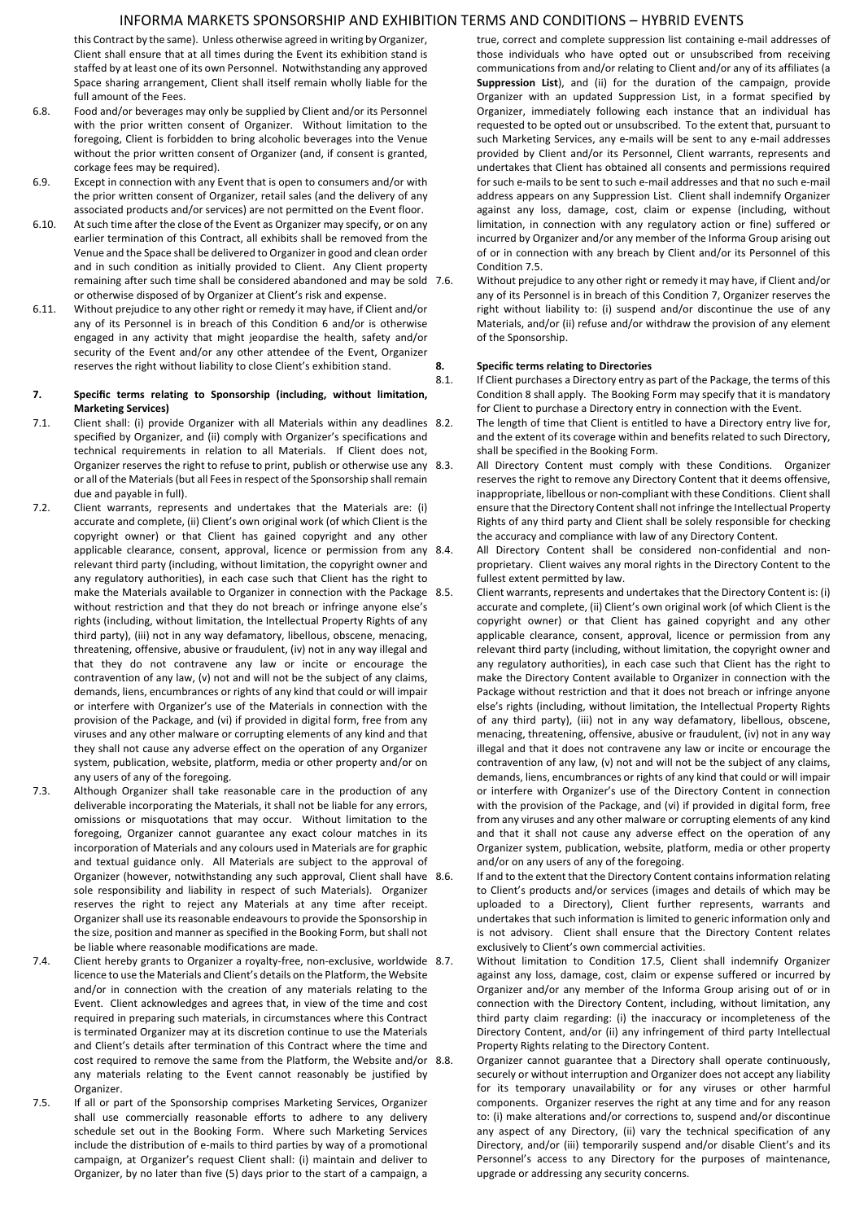this Contract by the same). Unless otherwise agreed in writing by Organizer, Client shall ensure that at all times during the Event its exhibition stand is staffed by at least one of its own Personnel. Notwithstanding any approved Space sharing arrangement, Client shall itself remain wholly liable for the full amount of the Fees.

6.8. Food and/or beverages may only be supplied by Client and/or its Personnel with the prior written consent of Organizer. Without limitation to the foregoing, Client is forbidden to bring alcoholic beverages into the Venue without the prior written consent of Organizer (and, if consent is granted, corkage fees may be required).

6.9. Except in connection with any Event that is open to consumers and/or with the prior written consent of Organizer, retail sales (and the delivery of any associated products and/or services) are not permitted on the Event floor.

6.10. At such time after the close of the Event as Organizer may specify, or on any earlier termination of this Contract, all exhibits shall be removed from the Venue and the Space shall be delivered to Organizer in good and clean order and in such condition as initially provided to Client. Any Client property remaining after such time shall be considered abandoned and may be sold or otherwise disposed of by Organizer at Client's risk and expense.

6.11. Without prejudice to any other right or remedy it may have, if Client and/or any of its Personnel is in breach of this Condition 6 and/or is otherwise engaged in any activity that might jeopardise the health, safety and/or security of the Event and/or any other attendee of the Event, Organizer reserves the right without liability to close Client's exhibition stand.

**7. Specific terms relating to Sponsorship (including, without limitation, Marketing Services)**

7.1. Client shall: (i) provide Organizer with all Materials within any deadlines specified by Organizer, and (ii) comply with Organizer's specifications and technical requirements in relation to all Materials. If Client does not, Organizer reserves the right to refuse to print, publish or otherwise use any or all of the Materials (but all Fees in respect of the Sponsorship shall remain due and payable in full).

7.2. Client warrants, represents and undertakes that the Materials are: (i) accurate and complete, (ii) Client's own original work (of which Client is the copyright owner) or that Client has gained copyright and any other applicable clearance, consent, approval, licence or permission from any relevant third party (including, without limitation, the copyright owner and any regulatory authorities), in each case such that Client has the right to make the Materials available to Organizer in connection with the Package without restriction and that they do not breach or infringe anyone else's rights (including, without limitation, the Intellectual Property Rights of any third party), (iii) not in any way defamatory, libellous, obscene, menacing, threatening, offensive, abusive or fraudulent, (iv) not in any way illegal and that they do not contravene any law or incite or encourage the contravention of any law, (v) not and will not be the subject of any claims, demands, liens, encumbrances or rights of any kind that could or will impair or interfere with Organizer's use of the Materials in connection with the provision of the Package, and (vi) if provided in digital form, free from any viruses and any other malware or corrupting elements of any kind and that they shall not cause any adverse effect on the operation of any Organizer system, publication, website, platform, media or other property and/or on any users of any of the foregoing.

7.3. Although Organizer shall take reasonable care in the production of any deliverable incorporating the Materials, it shall not be liable for any errors, omissions or misquotations that may occur. Without limitation to the foregoing, Organizer cannot guarantee any exact colour matches in its incorporation of Materials and any colours used in Materials are for graphic and textual guidance only. All Materials are subject to the approval of Organizer (however, notwithstanding any such approval, Client shall have sole responsibility and liability in respect of such Materials). Organizer reserves the right to reject any Materials at any time after receipt. Organizer shall use its reasonable endeavours to provide the Sponsorship in the size, position and manner as specified in the Booking Form, but shall not be liable where reasonable modifications are made.

7.4. Client hereby grants to Organizer a royalty-free, non-exclusive, worldwide licence to use the Materials and Client's details on the Platform, the Website and/or in connection with the creation of any materials relating to the Event. Client acknowledges and agrees that, in view of the time and cost required in preparing such materials, in circumstances where this Contract is terminated Organizer may at its discretion continue to use the Materials and Client's details after termination of this Contract where the time and cost required to remove the same from the Platform, the Website and/or any materials relating to the Event cannot reasonably be justified by Organizer.

7.5. If all or part of the Sponsorship comprises Marketing Services, Organizer shall use commercially reasonable efforts to adhere to any delivery schedule set out in the Booking Form. Where such Marketing Services include the distribution of e-mails to third parties by way of a promotional campaign, at Organizer's request Client shall: (i) maintain and deliver to Organizer, by no later than five (5) days prior to the start of a campaign, a true, correct and complete suppression list containing e-mail addresses of those individuals who have opted out or unsubscribed from receiving communications from and/or relating to Client and/or any of its affiliates (a **Suppression List**), and (ii) for the duration of the campaign, provide Organizer with an updated Suppression List, in a format specified by Organizer, immediately following each instance that an individual has requested to be opted out or unsubscribed. To the extent that, pursuant to such Marketing Services, any e-mails will be sent to any e-mail addresses provided by Client and/or its Personnel, Client warrants, represents and undertakes that Client has obtained all consents and permissions required for such e-mails to be sent to such e-mail addresses and that no such e-mail address appears on any Suppression List. Client shall indemnify Organizer against any loss, damage, cost, claim or expense (including, without limitation, in connection with any regulatory action or fine) suffered or incurred by Organizer and/or any member of the Informa Group arising out of or in connection with any breach by Client and/or its Personnel of this Condition 7.5.

7.6. Without prejudice to any other right or remedy it may have, if Client and/or any of its Personnel is in breach of this Condition 7, Organizer reserves the right without liability to: (i) suspend and/or discontinue the use of any Materials, and/or (ii) refuse and/or withdraw the provision of any element of the Sponsorship.

**8. Specific terms relating to Directories**

8.1. If Client purchases a Directory entry as part of the Package, the terms of this Condition 8 shall apply. The Booking Form may specify that it is mandatory for Client to purchase a Directory entry in connection with the Event.

8.2. The length of time that Client is entitled to have a Directory entry live for, and the extent of its coverage within and benefits related to such Directory, shall be specified in the Booking Form.

8.3. All Directory Content must comply with these Conditions. Organizer reserves the right to remove any Directory Content that it deems offensive, inappropriate, libellous or non-compliant with these Conditions. Client shall ensure that the Directory Content shall not infringe the Intellectual Property Rights of any third party and Client shall be solely responsible for checking the accuracy and compliance with law of any Directory Content.

8.4. All Directory Content shall be considered non-confidential and non-proprietary. Client waives any moral rights in the Directory Content to the fullest extent permitted by law.

8.5. Client warrants, represents and undertakes that the Directory Content is: (i) accurate and complete, (ii) Client's own original work (of which Client is the copyright owner) or that Client has gained copyright and any other applicable clearance, consent, approval, licence or permission from any relevant third party (including, without limitation, the copyright owner and any regulatory authorities), in each case such that Client has the right to make the Directory Content available to Organizer in connection with the Package without restriction and that it does not breach or infringe anyone else's rights (including, without limitation, the Intellectual Property Rights of any third party), (iii) not in any way defamatory, libellous, obscene, menacing, threatening, offensive, abusive or fraudulent, (iv) not in any way illegal and that it does not contravene any law or incite or encourage the contravention of any law, (v) not and will not be the subject of any claims, demands, liens, encumbrances or rights of any kind that could or will impair or interfere with Organizer's use of the Directory Content in connection with the provision of the Package, and (vi) if provided in digital form, free from any viruses and any other malware or corrupting elements of any kind and that it shall not cause any adverse effect on the operation of any Organizer system, publication, website, platform, media or other property and/or on any users of any of the foregoing.

8.6. If and to the extent that the Directory Content contains information relating to Client's products and/or services (images and details of which may be uploaded to a Directory), Client further represents, warrants and undertakes that such information is limited to generic information only and is not advisory. Client shall ensure that the Directory Content relates exclusively to Client's own commercial activities.

8.7. Without limitation to Condition 17.5, Client shall indemnify Organizer against any loss, damage, cost, claim or expense suffered or incurred by Organizer and/or any member of the Informa Group arising out of or in connection with the Directory Content, including, without limitation, any third party claim regarding: (i) the inaccuracy or incompleteness of the Directory Content, and/or (ii) any infringement of third party Intellectual Property Rights relating to the Directory Content.

8.8. Organizer cannot guarantee that a Directory shall operate continuously, securely or without interruption and Organizer does not accept any liability for its temporary unavailability or for any viruses or other harmful components. Organizer reserves the right at any time and for any reason to: (i) make alterations and/or corrections to, suspend and/or discontinue any aspect of any Directory, (ii) vary the technical specification of any Directory, and/or (iii) temporarily suspend and/or disable Client's and its Personnel's access to any Directory for the purposes of maintenance, upgrade or addressing any security concerns.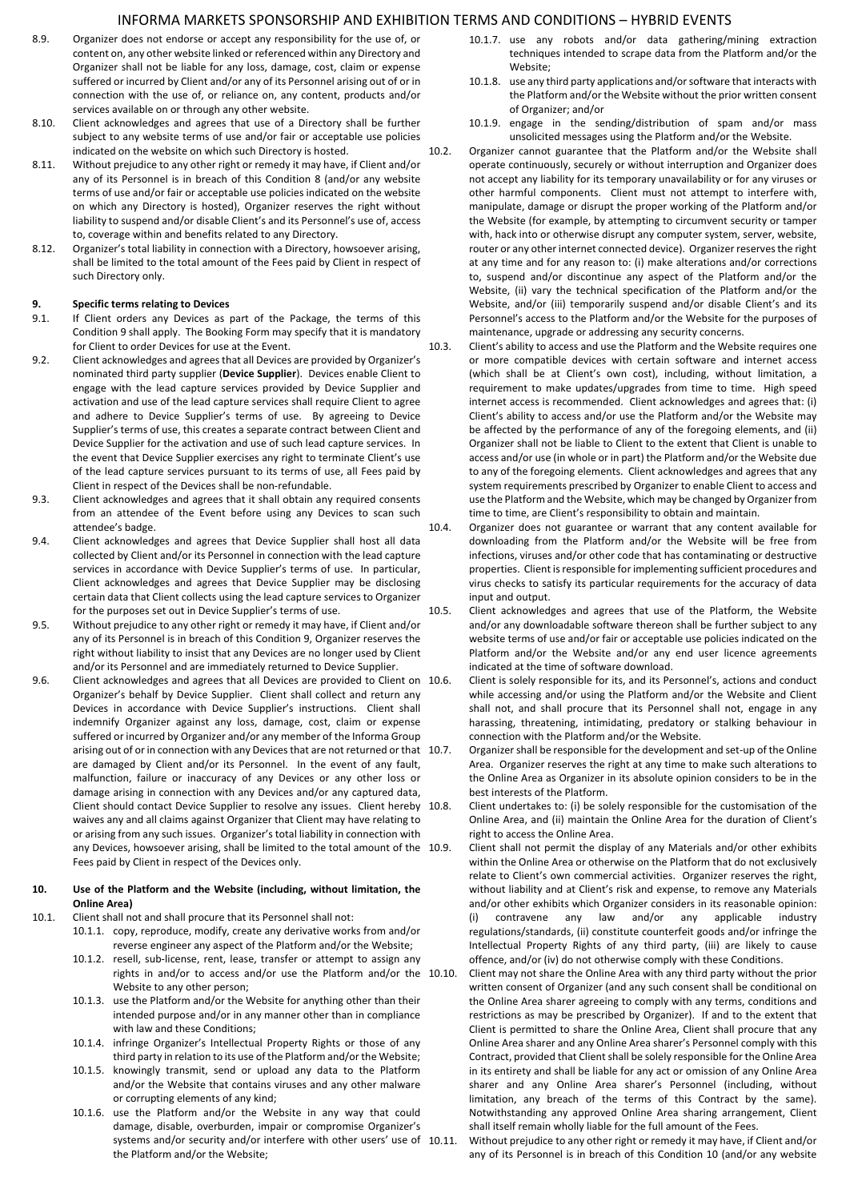8.9. Organizer does not endorse or accept any responsibility for the use of, or content on, any other website linked or referenced within any Directory and Organizer shall not be liable for any loss, damage, cost, claim or expense suffered or incurred by Client and/or any of its Personnel arising out of or in connection with the use of, or reliance on, any content, products and/or services available on or through any other website.

8.10. Client acknowledges and agrees that use of a Directory shall be further subject to any website terms of use and/or fair or acceptable use policies indicated on the website on which such Directory is hosted.

8.11. Without prejudice to any other right or remedy it may have, if Client and/or any of its Personnel is in breach of this Condition 8 (and/or any website terms of use and/or fair or acceptable use policies indicated on the website on which any Directory is hosted), Organizer reserves the right without liability to suspend and/or disable Client's and its Personnel's use of, access to, coverage within and benefits related to any Directory.

8.12. Organizer's total liability in connection with a Directory, howsoever arising, shall be limited to the total amount of the Fees paid by Client in respect of such Directory only.

## 9. Specific terms relating to Devices

9.1. If Client orders any Devices as part of the Package, the terms of this Condition 9 shall apply. The Booking Form may specify that it is mandatory for Client to order Devices for use at the Event.

9.2. Client acknowledges and agrees that all Devices are provided by Organizer's nominated third party supplier (**Device Supplier**). Devices enable Client to engage with the lead capture services provided by Device Supplier and activation and use of the lead capture services shall require Client to agree and adhere to Device Supplier's terms of use. By agreeing to Device Supplier's terms of use, this creates a separate contract between Client and Device Supplier for the activation and use of such lead capture services. In the event that Device Supplier exercises any right to terminate Client's use of the lead capture services pursuant to its terms of use, all Fees paid by Client in respect of the Devices shall be non-refundable.

9.3. Client acknowledges and agrees that it shall obtain any required consents from an attendee of the Event before using any Devices to scan such attendee's badge.

9.4. Client acknowledges and agrees that Device Supplier shall host all data collected by Client and/or its Personnel in connection with the lead capture services in accordance with Device Supplier's terms of use. In particular, Client acknowledges and agrees that Device Supplier may be disclosing certain data that Client collects using the lead capture services to Organizer for the purposes set out in Device Supplier's terms of use.

9.5. Without prejudice to any other right or remedy it may have, if Client and/or any of its Personnel is in breach of this Condition 9, Organizer reserves the right without liability to insist that any Devices are no longer used by Client and/or its Personnel and are immediately returned to Device Supplier.

9.6. Client acknowledges and agrees that all Devices are provided to Client on Organizer's behalf by Device Supplier. Client shall collect and return any Devices in accordance with Device Supplier's instructions. Client shall indemnify Organizer against any loss, damage, cost, claim or expense suffered or incurred by Organizer and/or any member of the Informa Group arising out of or in connection with any Devices that are not returned or that are damaged by Client and/or its Personnel. In the event of any fault, malfunction, failure or inaccuracy of any Devices or any other loss or damage arising in connection with any Devices and/or any captured data, Client should contact Device Supplier to resolve any issues. Client hereby waives any and all claims against Organizer that Client may have relating to or arising from any such issues. Organizer's total liability in connection with any Devices, howsoever arising, shall be limited to the total amount of the Fees paid by Client in respect of the Devices only.

## 10. Use of the Platform and the Website (including, without limitation, the Online Area)

10.1. Client shall not and shall procure that its Personnel shall not:

10.1.1. copy, reproduce, modify, create any derivative works from and/or reverse engineer any aspect of the Platform and/or the Website;

10.1.2. resell, sub-license, rent, lease, transfer or attempt to assign any rights in and/or to access and/or use the Platform and/or the Website to any other person;

10.1.3. use the Platform and/or the Website for anything other than their intended purpose and/or in any manner other than in compliance with law and these Conditions;

10.1.4. infringe Organizer's Intellectual Property Rights or those of any third party in relation to its use of the Platform and/or the Website;

10.1.5. knowingly transmit, send or upload any data to the Platform and/or the Website that contains viruses and any other malware or corrupting elements of any kind;

10.1.6. use the Platform and/or the Website in any way that could damage, disable, overburden, impair or compromise Organizer's systems and/or security and/or interfere with other users' use of the Platform and/or the Website;

10.1.7. use any robots and/or data gathering/mining extraction techniques intended to scrape data from the Platform and/or the Website;

10.1.8. use any third party applications and/or software that interacts with the Platform and/or the Website without the prior written consent of Organizer; and/or

10.1.9. engage in the sending/distribution of spam and/or mass unsolicited messages using the Platform and/or the Website.

10.2. Organizer cannot guarantee that the Platform and/or the Website shall operate continuously, securely or without interruption and Organizer does not accept any liability for its temporary unavailability or for any viruses or other harmful components. Client must not attempt to interfere with, manipulate, damage or disrupt the proper working of the Platform and/or the Website (for example, by attempting to circumvent security or tamper with, hack into or otherwise disrupt any computer system, server, website, router or any other internet connected device). Organizer reserves the right at any time and for any reason to: (i) make alterations and/or corrections to, suspend and/or discontinue any aspect of the Platform and/or the Website, (ii) vary the technical specification of the Platform and/or the Website, and/or (iii) temporarily suspend and/or disable Client's and its Personnel's access to the Platform and/or the Website for the purposes of maintenance, upgrade or addressing any security concerns.

10.3. Client's ability to access and use the Platform and the Website requires one or more compatible devices with certain software and internet access (which shall be at Client's own cost), including, without limitation, a requirement to make updates/upgrades from time to time. High speed internet access is recommended. Client acknowledges and agrees that: (i) Client's ability to access and/or use the Platform and/or the Website may be affected by the performance of any of the foregoing elements, and (ii) Organizer shall not be liable to Client to the extent that Client is unable to access and/or use (in whole or in part) the Platform and/or the Website due to any of the foregoing elements. Client acknowledges and agrees that any system requirements prescribed by Organizer to enable Client to access and use the Platform and the Website, which may be changed by Organizer from time to time, are Client's responsibility to obtain and maintain.

10.4. Organizer does not guarantee or warrant that any content available for downloading from the Platform and/or the Website will be free from infections, viruses and/or other code that has contaminating or destructive properties. Client is responsible for implementing sufficient procedures and virus checks to satisfy its particular requirements for the accuracy of data input and output.

10.5. Client acknowledges and agrees that use of the Platform, the Website and/or any downloadable software thereon shall be further subject to any website terms of use and/or fair or acceptable use policies indicated on the Platform and/or the Website and/or any end user licence agreements indicated at the time of software download.

10.6. Client is solely responsible for its, and its Personnel's, actions and conduct while accessing and/or using the Platform and/or the Website and Client shall not, and shall procure that its Personnel shall not, engage in any harassing, threatening, intimidating, predatory or stalking behaviour in connection with the Platform and/or the Website.

10.7. Organizer shall be responsible for the development and set-up of the Online Area. Organizer reserves the right at any time to make such alterations to the Online Area as Organizer in its absolute opinion considers to be in the best interests of the Platform.

10.8. Client undertakes to: (i) be solely responsible for the customisation of the Online Area, and (ii) maintain the Online Area for the duration of Client's right to access the Online Area.

10.9. Client shall not permit the display of any Materials and/or other exhibits within the Online Area or otherwise on the Platform that do not exclusively relate to Client's own commercial activities. Organizer reserves the right, without liability and at Client's risk and expense, to remove any Materials and/or other exhibits which Organizer considers in its reasonable opinion: (i) contravene any law and/or any applicable industry regulations/standards, (ii) constitute counterfeit goods and/or infringe the Intellectual Property Rights of any third party, (iii) are likely to cause offence, and/or (iv) do not otherwise comply with these Conditions.

10.10. Client may not share the Online Area with any third party without the prior written consent of Organizer (and any such consent shall be conditional on the Online Area sharer agreeing to comply with any terms, conditions and restrictions as may be prescribed by Organizer). If and to the extent that Client is permitted to share the Online Area, Client shall procure that any Online Area sharer and any Online Area sharer's Personnel comply with this Contract, provided that Client shall be solely responsible for the Online Area in its entirety and shall be liable for any act or omission of any Online Area sharer and any Online Area sharer's Personnel (including, without limitation, any breach of the terms of this Contract by the same). Notwithstanding any approved Online Area sharing arrangement, Client shall itself remain wholly liable for the full amount of the Fees.

10.11. Without prejudice to any other right or remedy it may have, if Client and/or any of its Personnel is in breach of this Condition 10 (and/or any website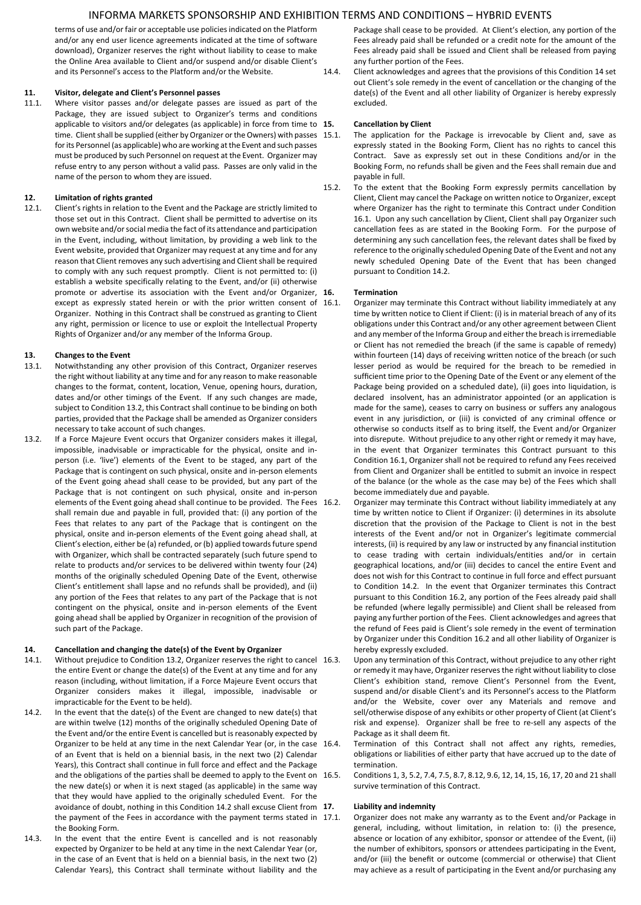terms of use and/or fair or acceptable use policies indicated on the Platform and/or any end user licence agreements indicated at the time of software download), Organizer reserves the right without liability to cease to make the Online Area available to Client and/or suspend and/or disable Client's and its Personnel's access to the Platform and/or the Website.

## 11. Visitor, delegate and Client's Personnel passes

11.1. Where visitor passes and/or delegate passes are issued as part of the Package, they are issued subject to Organizer's terms and conditions applicable to visitors and/or delegates (as applicable) in force from time to time. Client shall be supplied (either by Organizer or the Owners) with passes for its Personnel (as applicable) who are working at the Event and such passes must be produced by such Personnel on request at the Event. Organizer may refuse entry to any person without a valid pass. Passes are only valid in the name of the person to whom they are issued.

## 12. Limitation of rights granted

12.1. Client's rights in relation to the Event and the Package are strictly limited to those set out in this Contract. Client shall be permitted to advertise on its own website and/or social media the fact of its attendance and participation in the Event, including, without limitation, by providing a web link to the Event website, provided that Organizer may request at any time and for any reason that Client removes any such advertising and Client shall be required to comply with any such request promptly. Client is not permitted to: (i) establish a website specifically relating to the Event, and/or (ii) otherwise promote or advertise its association with the Event and/or Organizer, except as expressly stated herein or with the prior written consent of Organizer. Nothing in this Contract shall be construed as granting to Client any right, permission or licence to use or exploit the Intellectual Property Rights of Organizer and/or any member of the Informa Group.

## 13. Changes to the Event

13.1. Notwithstanding any other provision of this Contract, Organizer reserves the right without liability at any time and for any reason to make reasonable changes to the format, content, location, Venue, opening hours, duration, dates and/or other timings of the Event. If any such changes are made, subject to Condition 13.2, this Contract shall continue to be binding on both parties, provided that the Package shall be amended as Organizer considers necessary to take account of such changes.

13.2. If a Force Majeure Event occurs that Organizer considers makes it illegal, impossible, inadvisable or impracticable for the physical, onsite and in-person (i.e. 'live') elements of the Event to be staged, any part of the Package that is contingent on such physical, onsite and in-person elements of the Event going ahead shall cease to be provided, but any part of the Package that is not contingent on such physical, onsite and in-person elements of the Event going ahead shall continue to be provided. The Fees shall remain due and payable in full, provided that: (i) any portion of the Fees that relates to any part of the Package that is contingent on the physical, onsite and in-person elements of the Event going ahead shall, at Client's election, either be (a) refunded, or (b) applied towards future spend with Organizer, which shall be contracted separately (such future spend to relate to products and/or services to be delivered within twenty four (24) months of the originally scheduled Opening Date of the Event, otherwise Client's entitlement shall lapse and no refunds shall be provided), and (ii) any portion of the Fees that relates to any part of the Package that is not contingent on the physical, onsite and in-person elements of the Event going ahead shall be applied by Organizer in recognition of the provision of such part of the Package.

## 14. Cancellation and changing the date(s) of the Event by Organizer

14.1. Without prejudice to Condition 13.2, Organizer reserves the right to cancel the entire Event or change the date(s) of the Event at any time and for any reason (including, without limitation, if a Force Majeure Event occurs that Organizer considers makes it illegal, impossible, inadvisable or impracticable for the Event to be held).

14.2. In the event that the date(s) of the Event are changed to new date(s) that are within twelve (12) months of the originally scheduled Opening Date of the Event and/or the entire Event is cancelled but is reasonably expected by Organizer to be held at any time in the next Calendar Year (or, in the case of an Event that is held on a biennial basis, in the next two (2) Calendar Years), this Contract shall continue in full force and effect and the Package and the obligations of the parties shall be deemed to apply to the Event on the new date(s) or when it is next staged (as applicable) in the same way that they would have applied to the originally scheduled Event. For the avoidance of doubt, nothing in this Condition 14.2 shall excuse Client from the payment of the Fees in accordance with the payment terms stated in the Booking Form.

14.3. In the event that the entire Event is cancelled and is not reasonably expected by Organizer to be held at any time in the next Calendar Year (or, in the case of an Event that is held on a biennial basis, in the next two (2) Calendar Years), this Contract shall terminate without liability and the Package shall cease to be provided. At Client's election, any portion of the Fees already paid shall be refunded or a credit note for the amount of the Fees already paid shall be issued and Client shall be released from paying any further portion of the Fees.

14.4. Client acknowledges and agrees that the provisions of this Condition 14 set out Client's sole remedy in the event of cancellation or the changing of the date(s) of the Event and all other liability of Organizer is hereby expressly excluded.

## 15. Cancellation by Client

15.1. The application for the Package is irrevocable by Client and, save as expressly stated in the Booking Form, Client has no rights to cancel this Contract. Save as expressly set out in these Conditions and/or in the Booking Form, no refunds shall be given and the Fees shall remain due and payable in full.

15.2. To the extent that the Booking Form expressly permits cancellation by Client, Client may cancel the Package on written notice to Organizer, except where Organizer has the right to terminate this Contract under Condition 16.1. Upon any such cancellation by Client, Client shall pay Organizer such cancellation fees as are stated in the Booking Form. For the purpose of determining any such cancellation fees, the relevant dates shall be fixed by reference to the originally scheduled Opening Date of the Event and not any newly scheduled Opening Date of the Event that has been changed pursuant to Condition 14.2.

## 16. Termination

16.1. Organizer may terminate this Contract without liability immediately at any time by written notice to Client if Client: (i) is in material breach of any of its obligations under this Contract and/or any other agreement between Client and any member of the Informa Group and either the breach is irremediable or Client has not remedied the breach (if the same is capable of remedy) within fourteen (14) days of receiving written notice of the breach (or such lesser period as would be required for the breach to be remedied in sufficient time prior to the Opening Date of the Event or any element of the Package being provided on a scheduled date), (ii) goes into liquidation, is declared insolvent, has an administrator appointed (or an application is made for the same), ceases to carry on business or suffers any analogous event in any jurisdiction, or (iii) is convicted of any criminal offence or otherwise so conducts itself as to bring itself, the Event and/or Organizer into disrepute. Without prejudice to any other right or remedy it may have, in the event that Organizer terminates this Contract pursuant to this Condition 16.1, Organizer shall not be required to refund any Fees received from Client and Organizer shall be entitled to submit an invoice in respect of the balance (or the whole as the case may be) of the Fees which shall become immediately due and payable.

16.2. Organizer may terminate this Contract without liability immediately at any time by written notice to Client if Organizer: (i) determines in its absolute discretion that the provision of the Package to Client is not in the best interests of the Event and/or not in Organizer's legitimate commercial interests, (ii) is required by any law or instructed by any financial institution to cease trading with certain individuals/entities and/or in certain geographical locations, and/or (iii) decides to cancel the entire Event and does not wish for this Contract to continue in full force and effect pursuant to Condition 14.2. In the event that Organizer terminates this Contract pursuant to this Condition 16.2, any portion of the Fees already paid shall be refunded (where legally permissible) and Client shall be released from paying any further portion of the Fees. Client acknowledges and agrees that the refund of Fees paid is Client's sole remedy in the event of termination by Organizer under this Condition 16.2 and all other liability of Organizer is hereby expressly excluded.

16.3. Upon any termination of this Contract, without prejudice to any other right or remedy it may have, Organizer reserves the right without liability to close Client's exhibition stand, remove Client's Personnel from the Event, suspend and/or disable Client's and its Personnel's access to the Platform and/or the Website, cover over any Materials and remove and sell/otherwise dispose of any exhibits or other property of Client (at Client's risk and expense). Organizer shall be free to re-sell any aspects of the Package as it shall deem fit.

16.4. Termination of this Contract shall not affect any rights, remedies, obligations or liabilities of either party that have accrued up to the date of termination.

16.5. Conditions 1, 3, 5.2, 7.4, 7.5, 8.7, 8.12, 9.6, 12, 14, 15, 16, 17, 20 and 21 shall survive termination of this Contract.

## 17. Liability and indemnity

17.1. Organizer does not make any warranty as to the Event and/or Package in general, including, without limitation, in relation to: (i) the presence, absence or location of any exhibitor, sponsor or attendee of the Event, (ii) the number of exhibitors, sponsors or attendees participating in the Event, and/or (iii) the benefit or outcome (commercial or otherwise) that Client may achieve as a result of participating in the Event and/or purchasing any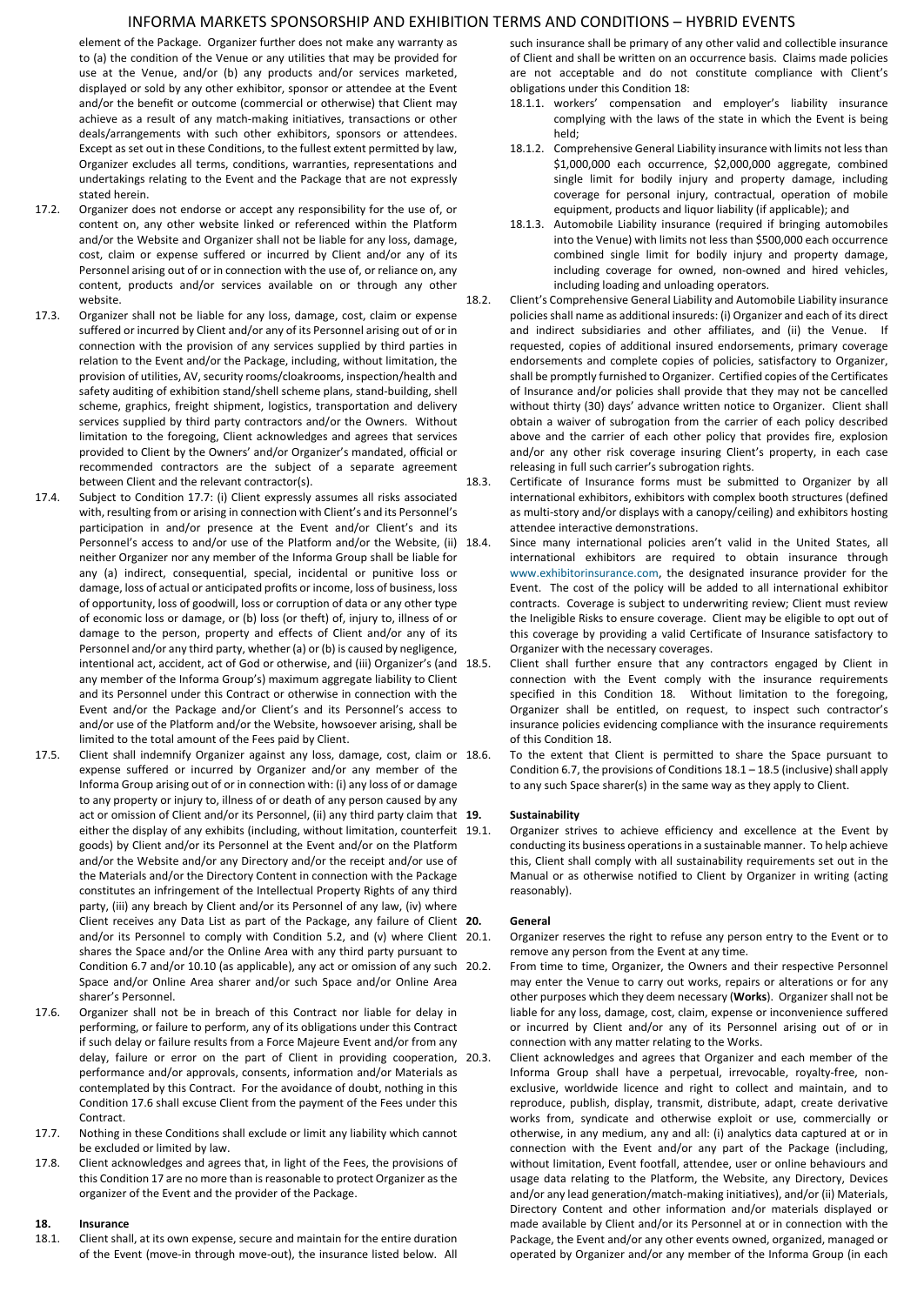element of the Package. Organizer further does not make any warranty as to (a) the condition of the Venue or any utilities that may be provided for use at the Venue, and/or (b) any products and/or services marketed, displayed or sold by any other exhibitor, sponsor or attendee at the Event and/or the benefit or outcome (commercial or otherwise) that Client may achieve as a result of any match-making initiatives, transactions or other deals/arrangements with such other exhibitors, sponsors or attendees. Except as set out in these Conditions, to the fullest extent permitted by law, Organizer excludes all terms, conditions, warranties, representations and undertakings relating to the Event and the Package that are not expressly stated herein.

17.2. Organizer does not endorse or accept any responsibility for the use of, or content on, any other website linked or referenced within the Platform and/or the Website and Organizer shall not be liable for any loss, damage, cost, claim or expense suffered or incurred by Client and/or any of its Personnel arising out of or in connection with the use of, or reliance on, any content, products and/or services available on or through any other website.

17.3. Organizer shall not be liable for any loss, damage, cost, claim or expense suffered or incurred by Client and/or any of its Personnel arising out of or in connection with the provision of any services supplied by third parties in relation to the Event and/or the Package, including, without limitation, the provision of utilities, AV, security rooms/cloakrooms, inspection/health and safety auditing of exhibition stand/shell scheme plans, stand-building, shell scheme, graphics, freight shipment, logistics, transportation and delivery services supplied by third party contractors and/or the Owners. Without limitation to the foregoing, Client acknowledges and agrees that services provided to Client by the Owners' and/or Organizer's mandated, official or recommended contractors are the subject of a separate agreement between Client and the relevant contractor(s).

17.4. Subject to Condition 17.7: (i) Client expressly assumes all risks associated with, resulting from or arising in connection with Client's and its Personnel's participation in and/or presence at the Event and/or Client's and its Personnel's access to and/or use of the Platform and/or the Website, (ii) neither Organizer nor any member of the Informa Group shall be liable for any (a) indirect, consequential, special, incidental or punitive loss or damage, loss of actual or anticipated profits or income, loss of business, loss of opportunity, loss of goodwill, loss or corruption of data or any other type of economic loss or damage, or (b) loss (or theft) of, injury to, illness of or damage to the person, property and effects of Client and/or any of its Personnel and/or any third party, whether (a) or (b) is caused by negligence, intentional act, accident, act of God or otherwise, and (iii) Organizer's (and any member of the Informa Group's) maximum aggregate liability to Client and its Personnel under this Contract or otherwise in connection with the Event and/or the Package and/or Client's and its Personnel's access to and/or use of the Platform and/or the Website, howsoever arising, shall be limited to the total amount of the Fees paid by Client.

17.5. Client shall indemnify Organizer against any loss, damage, cost, claim or expense suffered or incurred by Organizer and/or any member of the Informa Group arising out of or in connection with: (i) any loss of or damage to any property or injury to, illness of or death of any person caused by any act or omission of Client and/or its Personnel, (ii) any third party claim that either the display of any exhibits (including, without limitation, counterfeit goods) by Client and/or its Personnel at the Event and/or on the Platform and/or the Website and/or any Directory and/or the receipt and/or use of the Materials and/or the Directory Content in connection with the Package constitutes an infringement of the Intellectual Property Rights of any third party, (iii) any breach by Client and/or its Personnel of any law, (iv) where Client receives any Data List as part of the Package, any failure of Client and/or its Personnel to comply with Condition 5.2, and (v) where Client shares the Space and/or the Online Area with any third party pursuant to Condition 6.7 and/or 10.10 (as applicable), any act or omission of any such Space and/or Online Area sharer and/or such Space and/or Online Area sharer's Personnel.

17.6. Organizer shall not be in breach of this Contract nor liable for delay in performing, or failure to perform, any of its obligations under this Contract if such delay or failure results from a Force Majeure Event and/or from any delay, failure or error on the part of Client in providing cooperation, performance and/or approvals, consents, information and/or Materials as contemplated by this Contract. For the avoidance of doubt, nothing in this Condition 17.6 shall excuse Client from the payment of the Fees under this Contract.

17.7. Nothing in these Conditions shall exclude or limit any liability which cannot be excluded or limited by law.

17.8. Client acknowledges and agrees that, in light of the Fees, the provisions of this Condition 17 are no more than is reasonable to protect Organizer as the organizer of the Event and the provider of the Package.

## 18. Insurance

18.1. Client shall, at its own expense, secure and maintain for the entire duration of the Event (move-in through move-out), the insurance listed below. All such insurance shall be primary of any other valid and collectible insurance of Client and shall be written on an occurrence basis. Claims made policies are not acceptable and do not constitute compliance with Client's obligations under this Condition 18:

18.1.1. workers' compensation and employer's liability insurance complying with the laws of the state in which the Event is being held;

18.1.2. Comprehensive General Liability insurance with limits not less than \$1,000,000 each occurrence, \$2,000,000 aggregate, combined single limit for bodily injury and property damage, including coverage for personal injury, contractual, operation of mobile equipment, products and liquor liability (if applicable); and

18.1.3. Automobile Liability insurance (required if bringing automobiles into the Venue) with limits not less than \$500,000 each occurrence combined single limit for bodily injury and property damage, including coverage for owned, non-owned and hired vehicles, including loading and unloading operators.

18.2. Client's Comprehensive General Liability and Automobile Liability insurance policies shall name as additional insureds: (i) Organizer and each of its direct and indirect subsidiaries and other affiliates, and (ii) the Venue. If requested, copies of additional insured endorsements, primary coverage endorsements and complete copies of policies, satisfactory to Organizer, shall be promptly furnished to Organizer. Certified copies of the Certificates of Insurance and/or policies shall provide that they may not be cancelled without thirty (30) days' advance written notice to Organizer. Client shall obtain a waiver of subrogation from the carrier of each policy described above and the carrier of each other policy that provides fire, explosion and/or any other risk coverage insuring Client's property, in each case releasing in full such carrier's subrogation rights.

18.3. Certificate of Insurance forms must be submitted to Organizer by all international exhibitors, exhibitors with complex booth structures (defined as multi-story and/or displays with a canopy/ceiling) and exhibitors hosting attendee interactive demonstrations.

18.4. Since many international policies aren't valid in the United States, all international exhibitors are required to obtain insurance through www.exhibitorinsurance.com, the designated insurance provider for the Event. The cost of the policy will be added to all international exhibitor contracts. Coverage is subject to underwriting review; Client must review the Ineligible Risks to ensure coverage. Client may be eligible to opt out of this coverage by providing a valid Certificate of Insurance satisfactory to Organizer with the necessary coverages.

18.5. Client shall further ensure that any contractors engaged by Client in connection with the Event comply with the insurance requirements specified in this Condition 18. Without limitation to the foregoing, Organizer shall be entitled, on request, to inspect such contractor's insurance policies evidencing compliance with the insurance requirements of this Condition 18.

18.6. To the extent that Client is permitted to share the Space pursuant to Condition 6.7, the provisions of Conditions 18.1 – 18.5 (inclusive) shall apply to any such Space sharer(s) in the same way as they apply to Client.

## 19. Sustainability

19.1. Organizer strives to achieve efficiency and excellence at the Event by conducting its business operations in a sustainable manner. To help achieve this, Client shall comply with all sustainability requirements set out in the Manual or as otherwise notified to Client by Organizer in writing (acting reasonably).

## 20. General

20.1. Organizer reserves the right to refuse any person entry to the Event or to remove any person from the Event at any time.

20.2. From time to time, Organizer, the Owners and their respective Personnel may enter the Venue to carry out works, repairs or alterations or for any other purposes which they deem necessary (**Works**). Organizer shall not be liable for any loss, damage, cost, claim, expense or inconvenience suffered or incurred by Client and/or any of its Personnel arising out of or in connection with any matter relating to the Works.

20.3. Client acknowledges and agrees that Organizer and each member of the Informa Group shall have a perpetual, irrevocable, royalty-free, non-exclusive, worldwide licence and right to collect and maintain, and to reproduce, publish, display, transmit, distribute, adapt, create derivative works from, syndicate and otherwise exploit or use, commercially or otherwise, in any medium, any and all: (i) analytics data captured at or in connection with the Event and/or any part of the Package (including, without limitation, Event footfall, attendee, user or online behaviours and usage data relating to the Platform, the Website, any Directory, Devices and/or any lead generation/match-making initiatives), and/or (ii) Materials, Directory Content and other information and/or materials displayed or made available by Client and/or its Personnel at or in connection with the Package, the Event and/or any other events owned, organized, managed or operated by Organizer and/or any member of the Informa Group (in each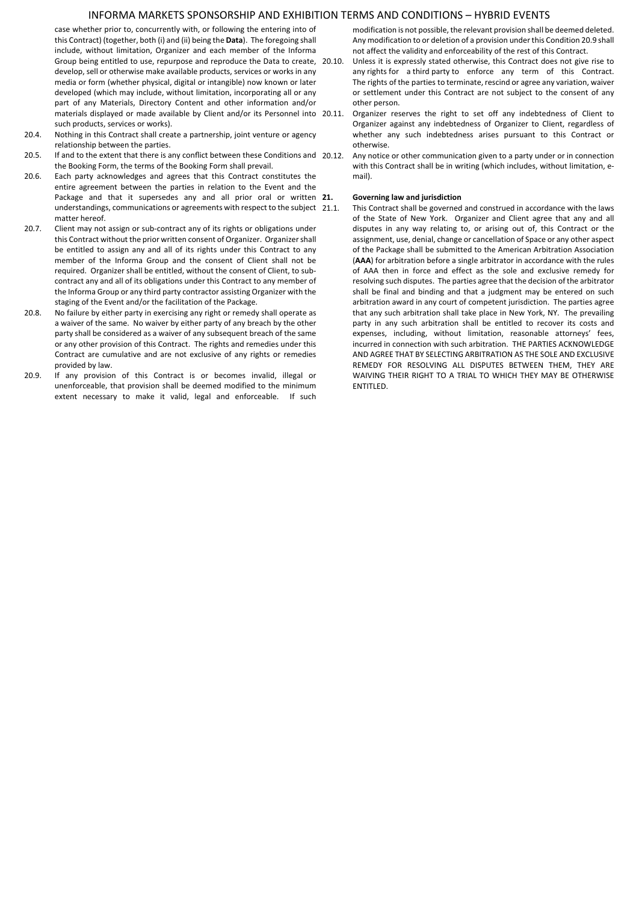case whether prior to, concurrently with, or following the entering into of this Contract) (together, both (i) and (ii) being the **Data**). The foregoing shall include, without limitation, Organizer and each member of the Informa Group being entitled to use, repurpose and reproduce the Data to create, develop, sell or otherwise make available products, services or works in any media or form (whether physical, digital or intangible) now known or later developed (which may include, without limitation, incorporating all or any part of any Materials, Directory Content and other information and/or materials displayed or made available by Client and/or its Personnel into such products, services or works).

20.4. Nothing in this Contract shall create a partnership, joint venture or agency relationship between the parties.

20.5. If and to the extent that there is any conflict between these Conditions and the Booking Form, the terms of the Booking Form shall prevail.

20.6. Each party acknowledges and agrees that this Contract constitutes the entire agreement between the parties in relation to the Event and the Package and that it supersedes any and all prior oral or written understandings, communications or agreements with respect to the subject matter hereof.

20.7. Client may not assign or sub-contract any of its rights or obligations under this Contract without the prior written consent of Organizer. Organizer shall be entitled to assign any and all of its rights under this Contract to any member of the Informa Group and the consent of Client shall not be required. Organizer shall be entitled, without the consent of Client, to sub-contract any and all of its obligations under this Contract to any member of the Informa Group or any third party contractor assisting Organizer with the staging of the Event and/or the facilitation of the Package.

20.8. No failure by either party in exercising any right or remedy shall operate as a waiver of the same. No waiver by either party of any breach by the other party shall be considered as a waiver of any subsequent breach of the same or any other provision of this Contract. The rights and remedies under this Contract are cumulative and are not exclusive of any rights or remedies provided by law.

20.9. If any provision of this Contract is or becomes invalid, illegal or unenforceable, that provision shall be deemed modified to the minimum extent necessary to make it valid, legal and enforceable. If such modification is not possible, the relevant provision shall be deemed deleted. Any modification to or deletion of a provision under this Condition 20.9 shall not affect the validity and enforceability of the rest of this Contract.

20.10. Unless it is expressly stated otherwise, this Contract does not give rise to any rights for a third party to enforce any term of this Contract. The rights of the parties to terminate, rescind or agree any variation, waiver or settlement under this Contract are not subject to the consent of any other person.

20.11. Organizer reserves the right to set off any indebtedness of Client to Organizer against any indebtedness of Organizer to Client, regardless of whether any such indebtedness arises pursuant to this Contract or otherwise.

20.12. Any notice or other communication given to a party under or in connection with this Contract shall be in writing (which includes, without limitation, e-mail).

**21. Governing law and jurisdiction**

21.1. This Contract shall be governed and construed in accordance with the laws of the State of New York. Organizer and Client agree that any and all disputes in any way relating to, or arising out of, this Contract or the assignment, use, denial, change or cancellation of Space or any other aspect of the Package shall be submitted to the American Arbitration Association (**AAA**) for arbitration before a single arbitrator in accordance with the rules of AAA then in force and effect as the sole and exclusive remedy for resolving such disputes. The parties agree that the decision of the arbitrator shall be final and binding and that a judgment may be entered on such arbitration award in any court of competent jurisdiction. The parties agree that any such arbitration shall take place in New York, NY. The prevailing party in any such arbitration shall be entitled to recover its costs and expenses, including, without limitation, reasonable attorneys' fees, incurred in connection with such arbitration. THE PARTIES ACKNOWLEDGE AND AGREE THAT BY SELECTING ARBITRATION AS THE SOLE AND EXCLUSIVE REMEDY FOR RESOLVING ALL DISPUTES BETWEEN THEM, THEY ARE WAIVING THEIR RIGHT TO A TRIAL TO WHICH THEY MAY BE OTHERWISE ENTITLED.